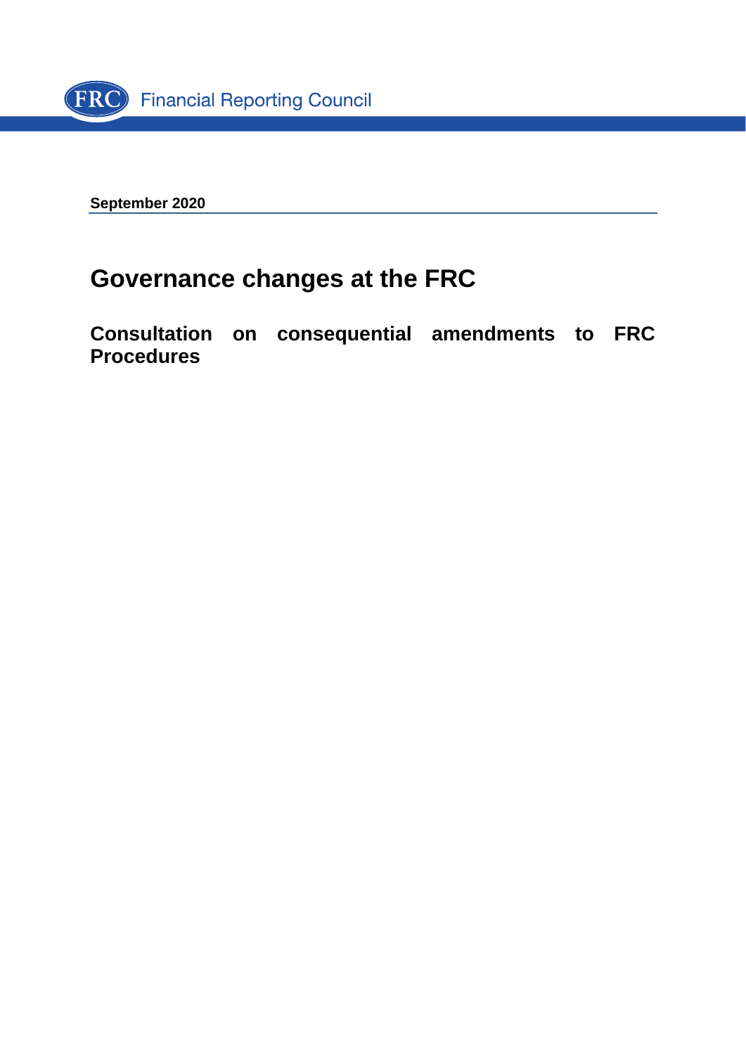Financial Reporting Council

**September 2020**

# Governance changes at the FRC

## Consultation on consequential amendments to FRC Procedures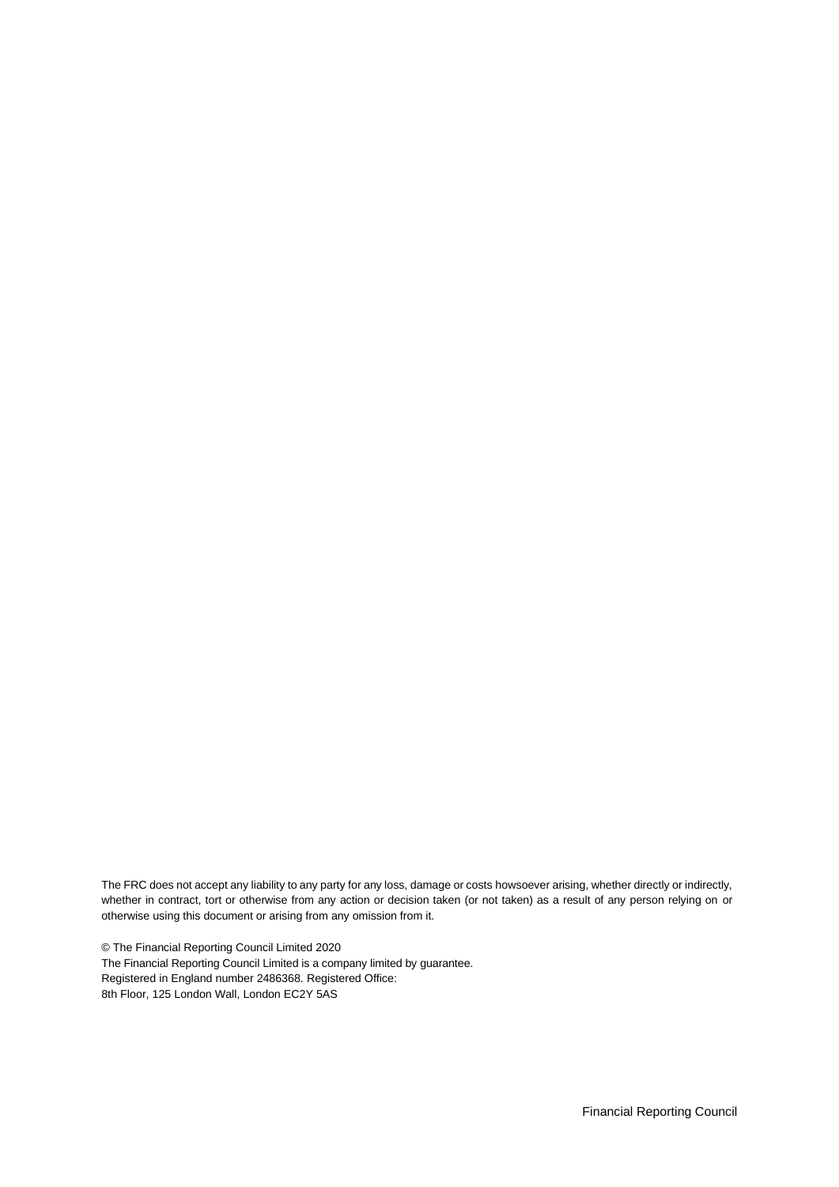The FRC does not accept any liability to any party for any loss, damage or costs howsoever arising, whether directly or indirectly, whether in contract, tort or otherwise from any action or decision taken (or not taken) as a result of any person relying on or otherwise using this document or arising from any omission from it.

© The Financial Reporting Council Limited 2020
The Financial Reporting Council Limited is a company limited by guarantee.
Registered in England number 2486368. Registered Office:
8th Floor, 125 London Wall, London EC2Y 5AS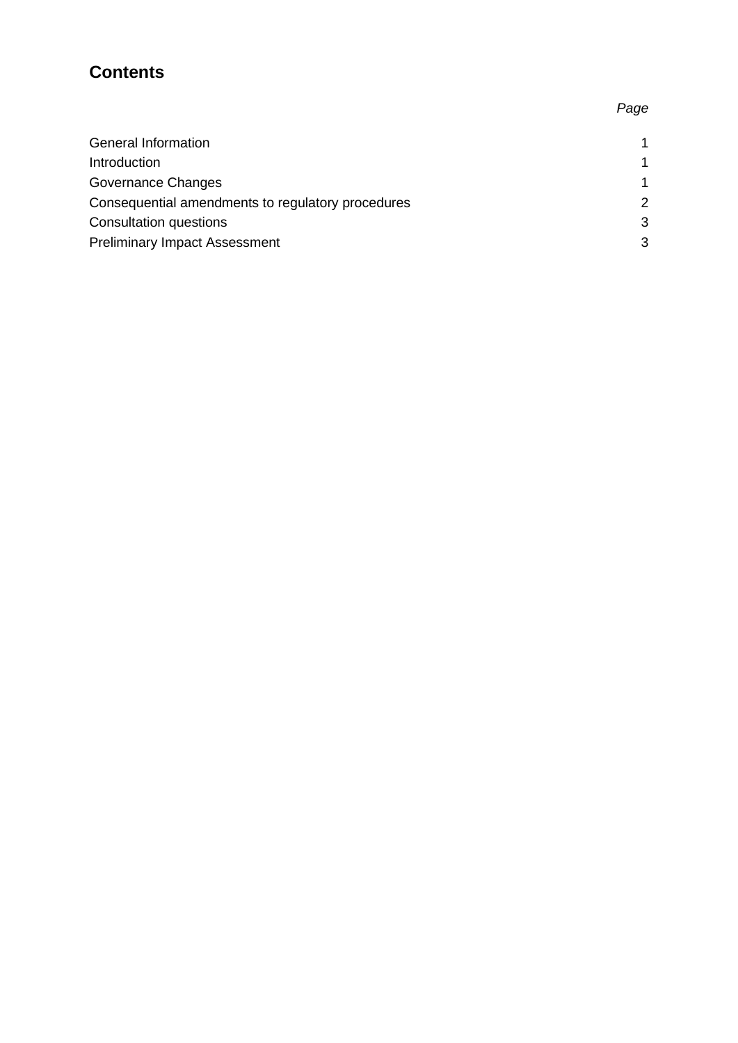## Contents

| | *Page* |
|---|---|
| General Information | 1 |
| Introduction | 1 |
| Governance Changes | 1 |
| Consequential amendments to regulatory procedures | 2 |
| Consultation questions | 3 |
| Preliminary Impact Assessment | 3 |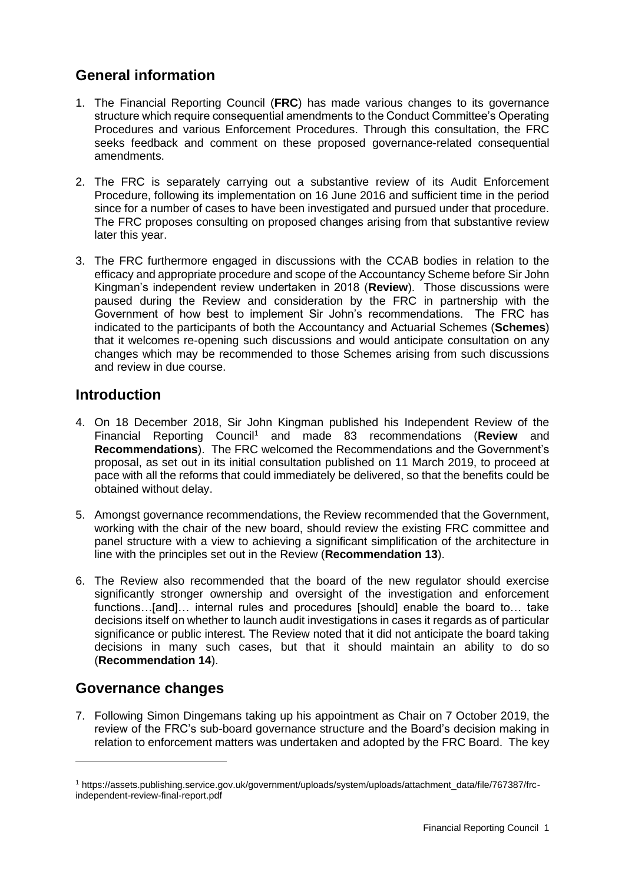## General information

1. The Financial Reporting Council (**FRC**) has made various changes to its governance structure which require consequential amendments to the Conduct Committee's Operating Procedures and various Enforcement Procedures. Through this consultation, the FRC seeks feedback and comment on these proposed governance-related consequential amendments.

2. The FRC is separately carrying out a substantive review of its Audit Enforcement Procedure, following its implementation on 16 June 2016 and sufficient time in the period since for a number of cases to have been investigated and pursued under that procedure. The FRC proposes consulting on proposed changes arising from that substantive review later this year.

3. The FRC furthermore engaged in discussions with the CCAB bodies in relation to the efficacy and appropriate procedure and scope of the Accountancy Scheme before Sir John Kingman's independent review undertaken in 2018 (**Review**). Those discussions were paused during the Review and consideration by the FRC in partnership with the Government of how best to implement Sir John's recommendations. The FRC has indicated to the participants of both the Accountancy and Actuarial Schemes (**Schemes**) that it welcomes re-opening such discussions and would anticipate consultation on any changes which may be recommended to those Schemes arising from such discussions and review in due course.

## Introduction

4. On 18 December 2018, Sir John Kingman published his Independent Review of the Financial Reporting Council[1] and made 83 recommendations (**Review** and **Recommendations**). The FRC welcomed the Recommendations and the Government's proposal, as set out in its initial consultation published on 11 March 2019, to proceed at pace with all the reforms that could immediately be delivered, so that the benefits could be obtained without delay.

5. Amongst governance recommendations, the Review recommended that the Government, working with the chair of the new board, should review the existing FRC committee and panel structure with a view to achieving a significant simplification of the architecture in line with the principles set out in the Review (**Recommendation 13**).

6. The Review also recommended that the board of the new regulator should exercise significantly stronger ownership and oversight of the investigation and enforcement functions…[and]… internal rules and procedures [should] enable the board to… take decisions itself on whether to launch audit investigations in cases it regards as of particular significance or public interest. The Review noted that it did not anticipate the board taking decisions in many such cases, but that it should maintain an ability to do so (**Recommendation 14**).

## Governance changes

7. Following Simon Dingemans taking up his appointment as Chair on 7 October 2019, the review of the FRC's sub-board governance structure and the Board's decision making in relation to enforcement matters was undertaken and adopted by the FRC Board. The key

[1] https://assets.publishing.service.gov.uk/government/uploads/system/uploads/attachment_data/file/767387/frc-independent-review-final-report.pdf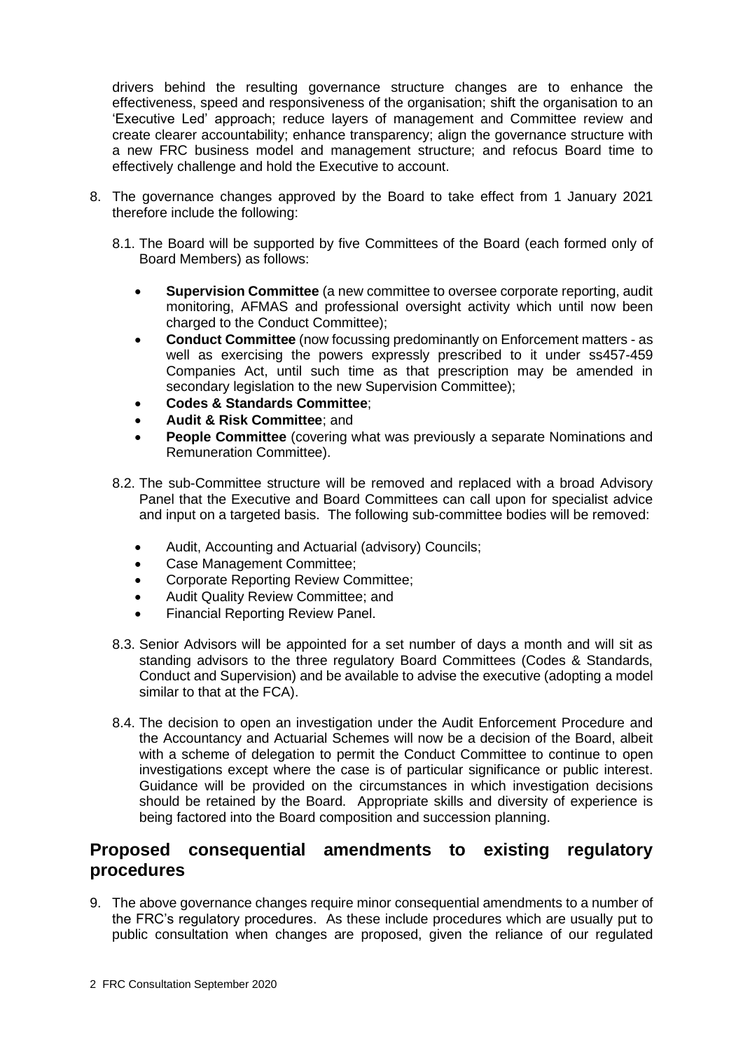drivers behind the resulting governance structure changes are to enhance the effectiveness, speed and responsiveness of the organisation; shift the organisation to an 'Executive Led' approach; reduce layers of management and Committee review and create clearer accountability; enhance transparency; align the governance structure with a new FRC business model and management structure; and refocus Board time to effectively challenge and hold the Executive to account.

8. The governance changes approved by the Board to take effect from 1 January 2021 therefore include the following:

   8.1. The Board will be supported by five Committees of the Board (each formed only of Board Members) as follows:

   - **Supervision Committee** (a new committee to oversee corporate reporting, audit monitoring, AFMAS and professional oversight activity which until now been charged to the Conduct Committee);
   - **Conduct Committee** (now focussing predominantly on Enforcement matters - as well as exercising the powers expressly prescribed to it under ss457-459 Companies Act, until such time as that prescription may be amended in secondary legislation to the new Supervision Committee);
   - **Codes & Standards Committee**;
   - **Audit & Risk Committee**; and
   - **People Committee** (covering what was previously a separate Nominations and Remuneration Committee).

   8.2. The sub-Committee structure will be removed and replaced with a broad Advisory Panel that the Executive and Board Committees can call upon for specialist advice and input on a targeted basis. The following sub-committee bodies will be removed:

   - Audit, Accounting and Actuarial (advisory) Councils;
   - Case Management Committee;
   - Corporate Reporting Review Committee;
   - Audit Quality Review Committee; and
   - Financial Reporting Review Panel.

   8.3. Senior Advisors will be appointed for a set number of days a month and will sit as standing advisors to the three regulatory Board Committees (Codes & Standards, Conduct and Supervision) and be available to advise the executive (adopting a model similar to that at the FCA).

   8.4. The decision to open an investigation under the Audit Enforcement Procedure and the Accountancy and Actuarial Schemes will now be a decision of the Board, albeit with a scheme of delegation to permit the Conduct Committee to continue to open investigations except where the case is of particular significance or public interest. Guidance will be provided on the circumstances in which investigation decisions should be retained by the Board. Appropriate skills and diversity of experience is being factored into the Board composition and succession planning.

## Proposed consequential amendments to existing regulatory procedures

9. The above governance changes require minor consequential amendments to a number of the FRC's regulatory procedures. As these include procedures which are usually put to public consultation when changes are proposed, given the reliance of our regulated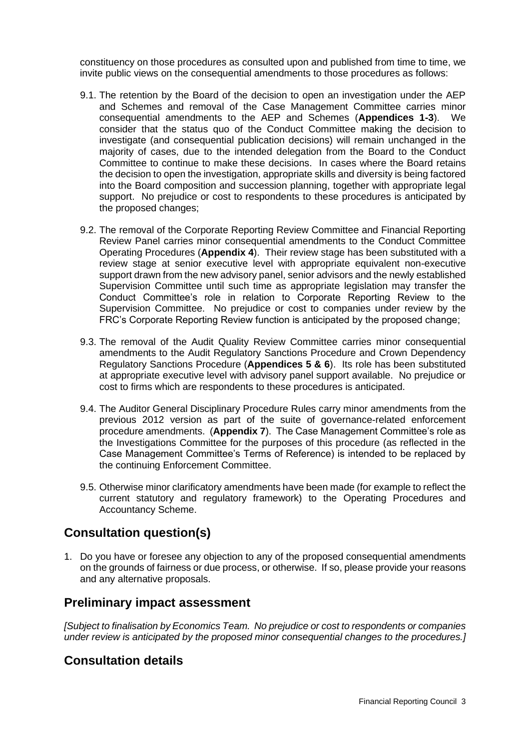constituency on those procedures as consulted upon and published from time to time, we invite public views on the consequential amendments to those procedures as follows:

9.1. The retention by the Board of the decision to open an investigation under the AEP and Schemes and removal of the Case Management Committee carries minor consequential amendments to the AEP and Schemes (**Appendices 1-3**). We consider that the status quo of the Conduct Committee making the decision to investigate (and consequential publication decisions) will remain unchanged in the majority of cases, due to the intended delegation from the Board to the Conduct Committee to continue to make these decisions. In cases where the Board retains the decision to open the investigation, appropriate skills and diversity is being factored into the Board composition and succession planning, together with appropriate legal support. No prejudice or cost to respondents to these procedures is anticipated by the proposed changes;

9.2. The removal of the Corporate Reporting Review Committee and Financial Reporting Review Panel carries minor consequential amendments to the Conduct Committee Operating Procedures (**Appendix 4**). Their review stage has been substituted with a review stage at senior executive level with appropriate equivalent non-executive support drawn from the new advisory panel, senior advisors and the newly established Supervision Committee until such time as appropriate legislation may transfer the Conduct Committee's role in relation to Corporate Reporting Review to the Supervision Committee. No prejudice or cost to companies under review by the FRC's Corporate Reporting Review function is anticipated by the proposed change;

9.3. The removal of the Audit Quality Review Committee carries minor consequential amendments to the Audit Regulatory Sanctions Procedure and Crown Dependency Regulatory Sanctions Procedure (**Appendices 5 & 6**). Its role has been substituted at appropriate executive level with advisory panel support available. No prejudice or cost to firms which are respondents to these procedures is anticipated.

9.4. The Auditor General Disciplinary Procedure Rules carry minor amendments from the previous 2012 version as part of the suite of governance-related enforcement procedure amendments. (**Appendix 7**). The Case Management Committee's role as the Investigations Committee for the purposes of this procedure (as reflected in the Case Management Committee's Terms of Reference) is intended to be replaced by the continuing Enforcement Committee.

9.5. Otherwise minor clarificatory amendments have been made (for example to reflect the current statutory and regulatory framework) to the Operating Procedures and Accountancy Scheme.

## Consultation question(s)

1. Do you have or foresee any objection to any of the proposed consequential amendments on the grounds of fairness or due process, or otherwise. If so, please provide your reasons and any alternative proposals.

## Preliminary impact assessment

*[Subject to finalisation by Economics Team. No prejudice or cost to respondents or companies under review is anticipated by the proposed minor consequential changes to the procedures.]*

## Consultation details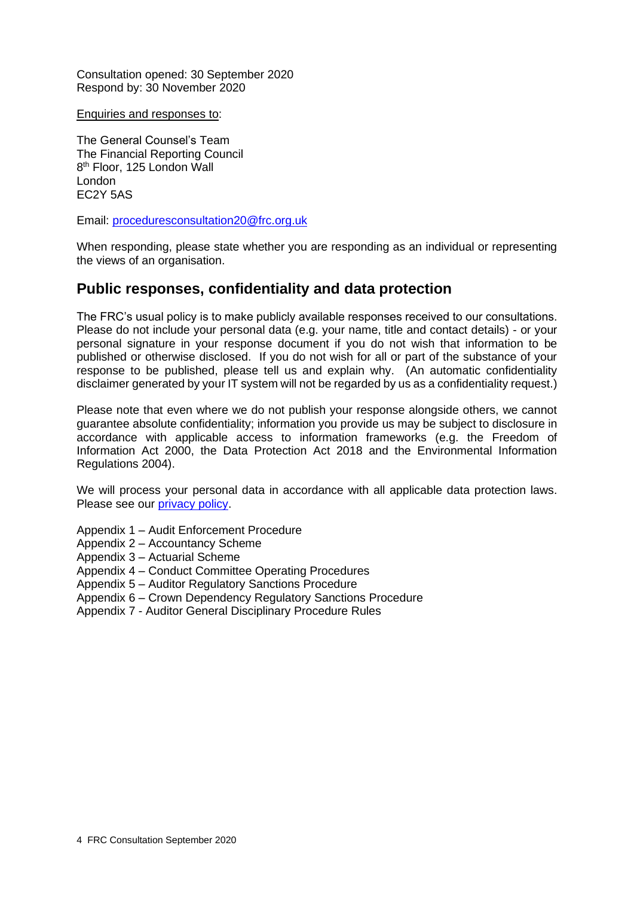Consultation opened: 30 September 2020
Respond by: 30 November 2020

Enquiries and responses to:

The General Counsel's Team
The Financial Reporting Council
8th Floor, 125 London Wall
London
EC2Y 5AS

Email: proceduresconsultation20@frc.org.uk

When responding, please state whether you are responding as an individual or representing the views of an organisation.

## Public responses, confidentiality and data protection

The FRC's usual policy is to make publicly available responses received to our consultations. Please do not include your personal data (e.g. your name, title and contact details) - or your personal signature in your response document if you do not wish that information to be published or otherwise disclosed. If you do not wish for all or part of the substance of your response to be published, please tell us and explain why. (An automatic confidentiality disclaimer generated by your IT system will not be regarded by us as a confidentiality request.)

Please note that even where we do not publish your response alongside others, we cannot guarantee absolute confidentiality; information you provide us may be subject to disclosure in accordance with applicable access to information frameworks (e.g. the Freedom of Information Act 2000, the Data Protection Act 2018 and the Environmental Information Regulations 2004).

We will process your personal data in accordance with all applicable data protection laws. Please see our privacy policy.

Appendix 1 – Audit Enforcement Procedure
Appendix 2 – Accountancy Scheme
Appendix 3 – Actuarial Scheme
Appendix 4 – Conduct Committee Operating Procedures
Appendix 5 – Auditor Regulatory Sanctions Procedure
Appendix 6 – Crown Dependency Regulatory Sanctions Procedure
Appendix 7 - Auditor General Disciplinary Procedure Rules